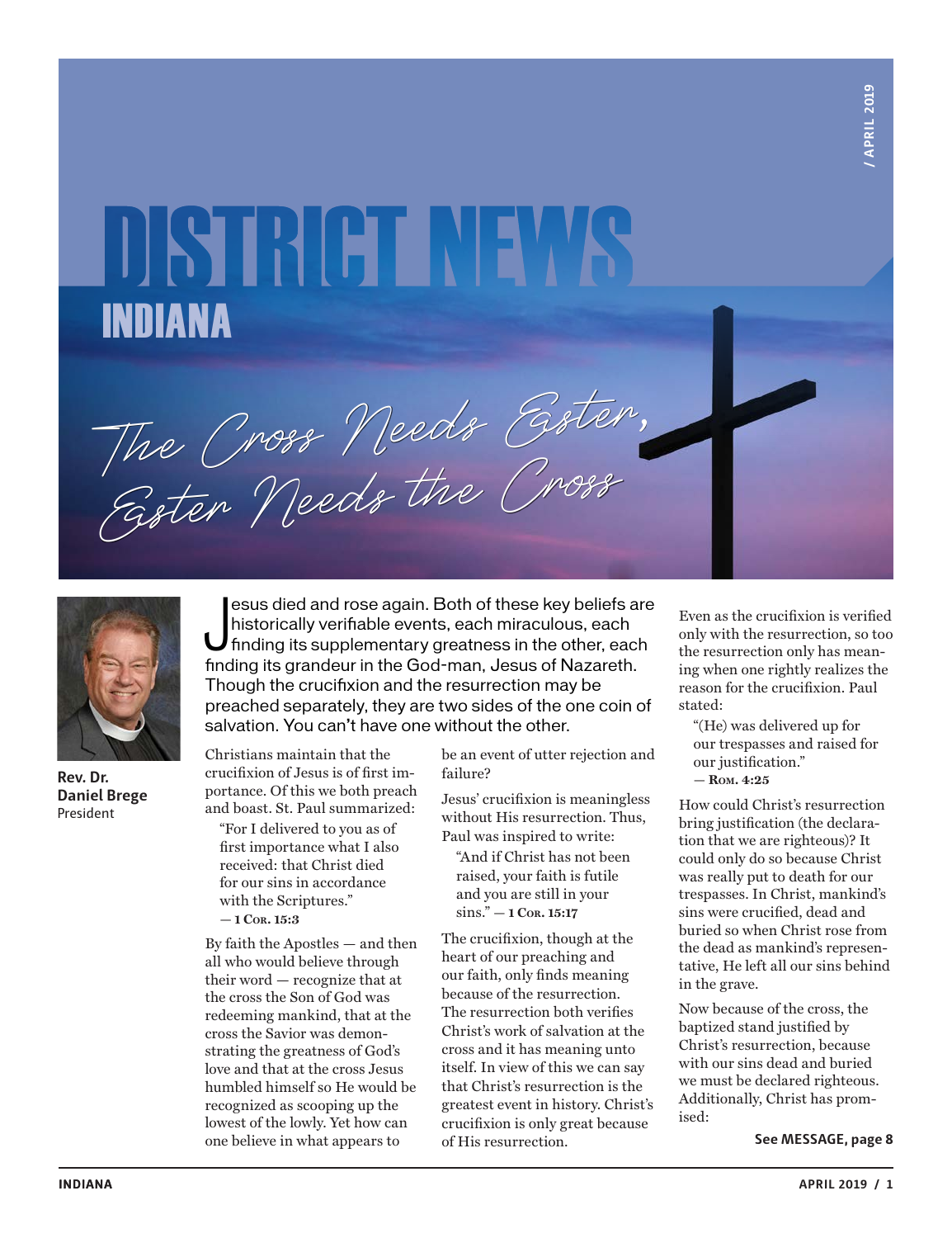# DISTRICT NEWS

## INDIANA

/ APRIL 2019

# The Cross Needs Easter, Easter Needs the Cross

**Rev. Dr. Daniel Brege**
President

**Jesus died and rose again. Both of these key beliefs are historically verifiable events, each miraculous, each finding its supplementary greatness in the other, each finding its grandeur in the God-man, Jesus of Nazareth. Though the crucifixion and the resurrection may be preached separately, they are two sides of the one coin of salvation. You can't have one without the other.**

Christians maintain that the crucifixion of Jesus is of first importance. Of this we both preach and boast. St. Paul summarized:

> "For I delivered to you as of first importance what I also received: that Christ died for our sins in accordance with the Scriptures."
> — **1 Cor. 15:3**

By faith the Apostles — and then all who would believe through their word — recognize that at the cross the Son of God was redeeming mankind, that at the cross the Savior was demonstrating the greatness of God's love and that at the cross Jesus humbled himself so He would be recognized as scooping up the lowest of the lowly. Yet how can one believe in what appears to be an event of utter rejection and failure?

Jesus' crucifixion is meaningless without His resurrection. Thus, Paul was inspired to write:

> "And if Christ has not been raised, your faith is futile and you are still in your sins." — **1 Cor. 15:17**

The crucifixion, though at the heart of our preaching and our faith, only finds meaning because of the resurrection. The resurrection both verifies Christ's work of salvation at the cross and it has meaning unto itself. In view of this we can say that Christ's resurrection is the greatest event in history. Christ's crucifixion is only great because of His resurrection.

Even as the crucifixion is verified only with the resurrection, so too the resurrection only has meaning when one rightly realizes the reason for the crucifixion. Paul stated:

> "(He) was delivered up for our trespasses and raised for our justification."
> — **Rom. 4:25**

How could Christ's resurrection bring justification (the declaration that we are righteous)? It could only do so because Christ was really put to death for our trespasses. In Christ, mankind's sins were crucified, dead and buried so when Christ rose from the dead as mankind's representative, He left all our sins behind in the grave.

Now because of the cross, the baptized stand justified by Christ's resurrection, because with our sins dead and buried we must be declared righteous. Additionally, Christ has promised:

**See MESSAGE, page 8**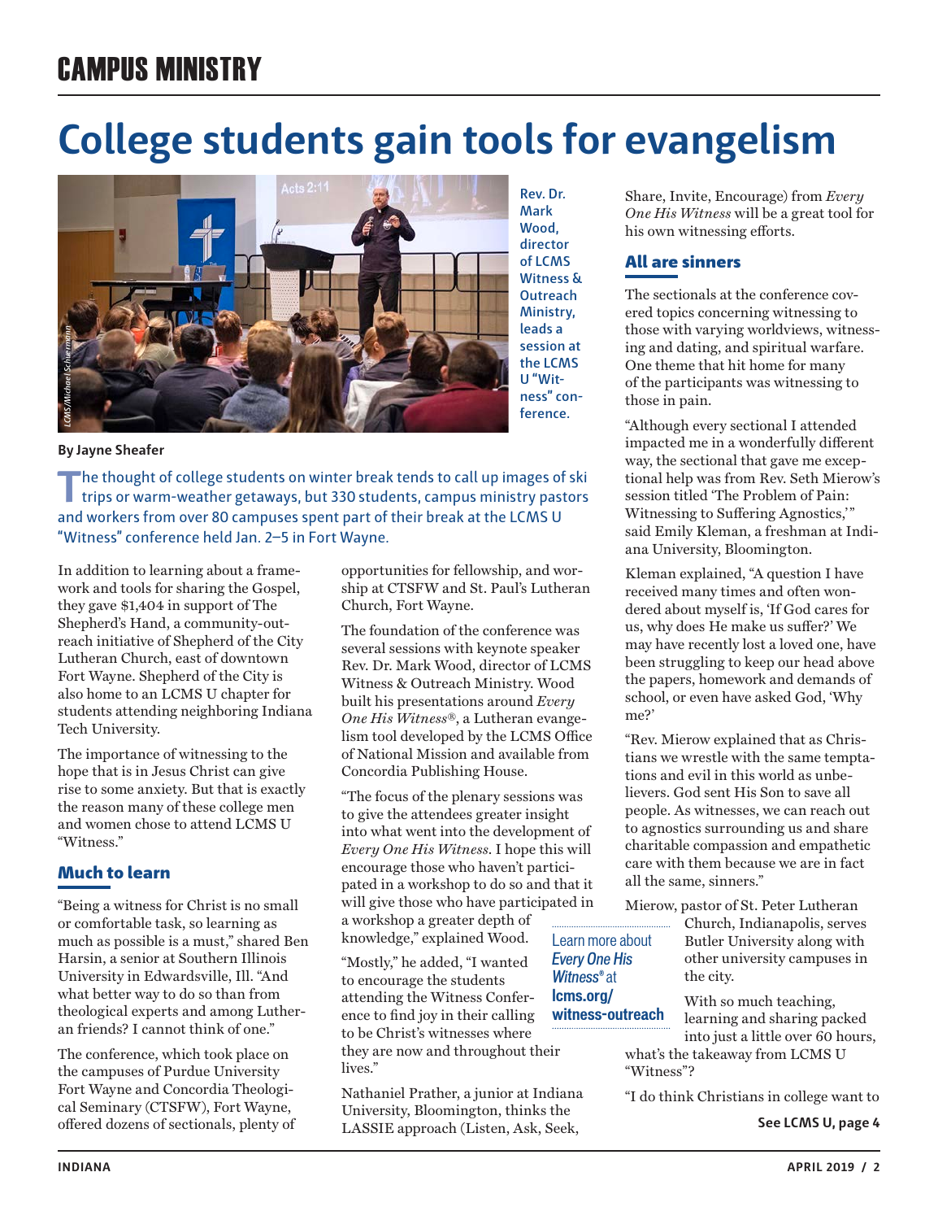# College students gain tools for evangelism

Rev. Dr. Mark Wood, director of LCMS Witness & Outreach Ministry, leads a session at the LCMS U "Witness" conference.

By Jayne Sheafer

The thought of college students on winter break tends to call up images of ski trips or warm-weather getaways, but 330 students, campus ministry pastors and workers from over 80 campuses spent part of their break at the LCMS U "Witness" conference held Jan. 2–5 in Fort Wayne.

In addition to learning about a framework and tools for sharing the Gospel, they gave $1,404 in support of The Shepherd's Hand, a community-outreach initiative of Shepherd of the City Lutheran Church, east of downtown Fort Wayne. Shepherd of the City is also home to an LCMS U chapter for students attending neighboring Indiana Tech University.

The importance of witnessing to the hope that is in Jesus Christ can give rise to some anxiety. But that is exactly the reason many of these college men and women chose to attend LCMS U "Witness."

## Much to learn

"Being a witness for Christ is no small or comfortable task, so learning as much as possible is a must," shared Ben Harsin, a senior at Southern Illinois University in Edwardsville, Ill. "And what better way to do so than from theological experts and among Lutheran friends? I cannot think of one."

The conference, which took place on the campuses of Purdue University Fort Wayne and Concordia Theological Seminary (CTSFW), Fort Wayne, offered dozens of sectionals, plenty of opportunities for fellowship, and worship at CTSFW and St. Paul's Lutheran Church, Fort Wayne.

The foundation of the conference was several sessions with keynote speaker Rev. Dr. Mark Wood, director of LCMS Witness & Outreach Ministry. Wood built his presentations around *Every One His Witness®*, a Lutheran evangelism tool developed by the LCMS Office of National Mission and available from Concordia Publishing House.

"The focus of the plenary sessions was to give the attendees greater insight into what went into the development of *Every One His Witness*. I hope this will encourage those who haven't participated in a workshop to do so and that it will give those who have participated in a workshop a greater depth of knowledge," explained Wood.

"Mostly," he added, "I wanted to encourage the students attending the Witness Conference to find joy in their calling to be Christ's witnesses where they are now and throughout their lives."

Learn more about ***Every One His Witness®*** at **lcms.org/witness-outreach**

Nathaniel Prather, a junior at Indiana University, Bloomington, thinks the LASSIE approach (Listen, Ask, Seek, Share, Invite, Encourage) from *Every One His Witness* will be a great tool for his own witnessing efforts.

## All are sinners

The sectionals at the conference covered topics concerning witnessing to those with varying worldviews, witnessing and dating, and spiritual warfare. One theme that hit home for many of the participants was witnessing to those in pain.

"Although every sectional I attended impacted me in a wonderfully different way, the sectional that gave me exceptional help was from Rev. Seth Mierow's session titled 'The Problem of Pain: Witnessing to Suffering Agnostics,'" said Emily Kleman, a freshman at Indiana University, Bloomington.

Kleman explained, "A question I have received many times and often wondered about myself is, 'If God cares for us, why does He make us suffer?' We may have recently lost a loved one, have been struggling to keep our head above the papers, homework and demands of school, or even have asked God, 'Why me?'

"Rev. Mierow explained that as Christians we wrestle with the same temptations and evil in this world as unbelievers. God sent His Son to save all people. As witnesses, we can reach out to agnostics surrounding us and share charitable compassion and empathetic care with them because we are in fact all the same, sinners."

Mierow, pastor of St. Peter Lutheran Church, Indianapolis, serves Butler University along with other university campuses in the city.

With so much teaching, learning and sharing packed into just a little over 60 hours, what's the takeaway from LCMS U "Witness"?

"I do think Christians in college want to

**See LCMS U, page 4**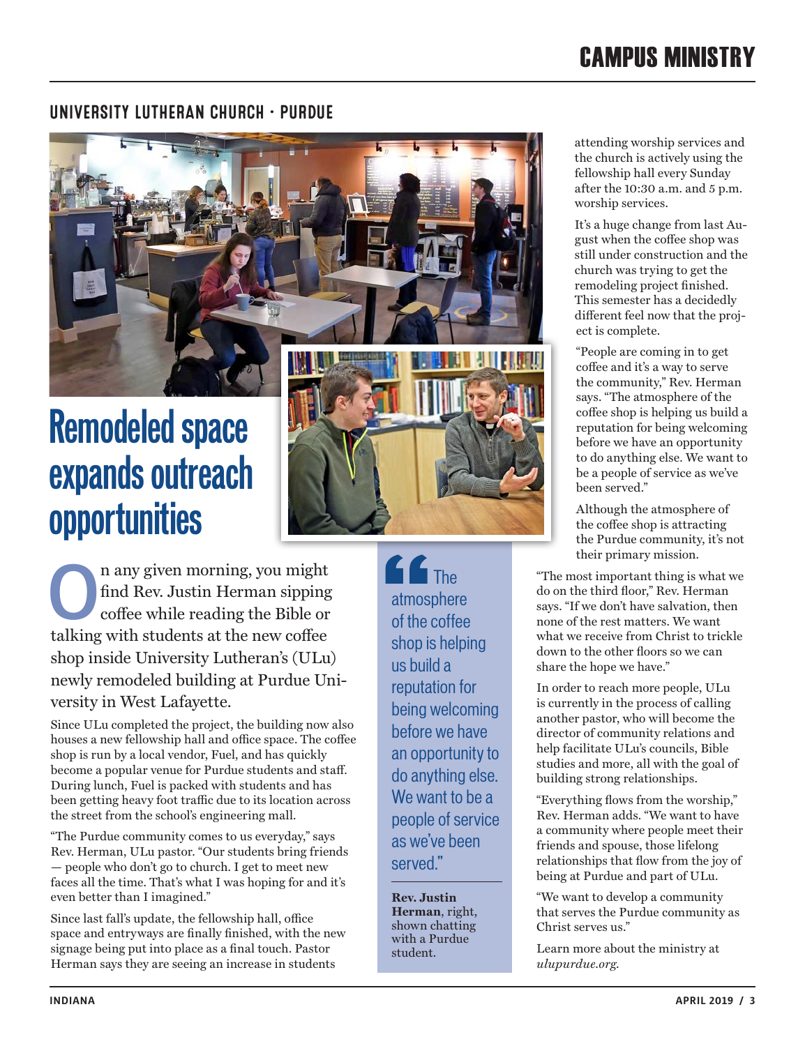## UNIVERSITY LUTHERAN CHURCH • PURDUE

# Remodeled space expands outreach opportunities

On any given morning, you might find Rev. Justin Herman sipping coffee while reading the Bible or talking with students at the new coffee shop inside University Lutheran's (ULu) newly remodeled building at Purdue University in West Lafayette.

Since ULu completed the project, the building now also houses a new fellowship hall and office space. The coffee shop is run by a local vendor, Fuel, and has quickly become a popular venue for Purdue students and staff. During lunch, Fuel is packed with students and has been getting heavy foot traffic due to its location across the street from the school's engineering mall.

"The Purdue community comes to us everyday," says Rev. Herman, ULu pastor. "Our students bring friends — people who don't go to church. I get to meet new faces all the time. That's what I was hoping for and it's even better than I imagined."

Since last fall's update, the fellowship hall, office space and entryways are finally finished, with the new signage being put into place as a final touch. Pastor Herman says they are seeing an increase in students attending worship services and the church is actively using the fellowship hall every Sunday after the 10:30 a.m. and 5 p.m. worship services.

It's a huge change from last August when the coffee shop was still under construction and the church was trying to get the remodeling project finished. This semester has a decidedly different feel now that the project is complete.

"People are coming in to get coffee and it's a way to serve the community," Rev. Herman says. "The atmosphere of the coffee shop is helping us build a reputation for being welcoming before we have an opportunity to do anything else. We want to be a people of service as we've been served."

Although the atmosphere of the coffee shop is attracting the Purdue community, it's not their primary mission.

"The most important thing is what we do on the third floor," Rev. Herman says. "If we don't have salvation, then none of the rest matters. We want what we receive from Christ to trickle down to the other floors so we can share the hope we have."

In order to reach more people, ULu is currently in the process of calling another pastor, who will become the director of community relations and help facilitate ULu's councils, Bible studies and more, all with the goal of building strong relationships.

"Everything flows from the worship," Rev. Herman adds. "We want to have a community where people meet their friends and spouse, those lifelong relationships that flow from the joy of being at Purdue and part of ULu.

"We want to develop a community that serves the Purdue community as Christ serves us."

Learn more about the ministry at *ulupurdue.org.*

> "The atmosphere of the coffee shop is helping us build a reputation for being welcoming before we have an opportunity to do anything else. We want to be a people of service as we've been served."

**Rev. Justin Herman**, right, shown chatting with a Purdue student.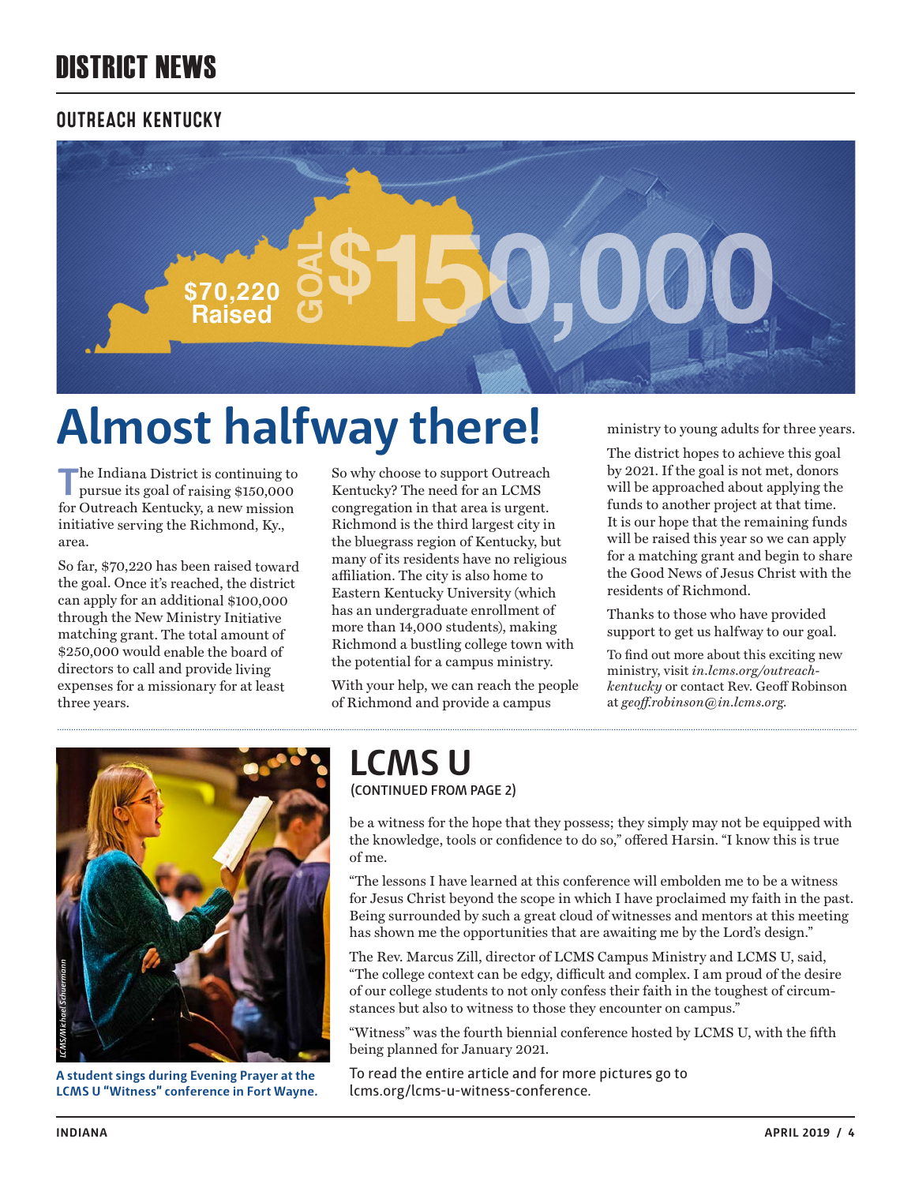# DISTRICT NEWS

## OUTREACH KENTUCKY

$70,220 Raised

GOAL $150,000

# Almost halfway there!

The Indiana District is continuing to pursue its goal of raising $150,000 for Outreach Kentucky, a new mission initiative serving the Richmond, Ky., area.

So far, $70,220 has been raised toward the goal. Once it's reached, the district can apply for an additional $100,000 through the New Ministry Initiative matching grant. The total amount of $250,000 would enable the board of directors to call and provide living expenses for a missionary for at least three years.

So why choose to support Outreach Kentucky? The need for an LCMS congregation in that area is urgent. Richmond is the third largest city in the bluegrass region of Kentucky, but many of its residents have no religious affiliation. The city is also home to Eastern Kentucky University (which has an undergraduate enrollment of more than 14,000 students), making Richmond a bustling college town with the potential for a campus ministry.

With your help, we can reach the people of Richmond and provide a campus ministry to young adults for three years.

The district hopes to achieve this goal by 2021. If the goal is not met, donors will be approached about applying the funds to another project at that time. It is our hope that the remaining funds will be raised this year so we can apply for a matching grant and begin to share the Good News of Jesus Christ with the residents of Richmond.

Thanks to those who have provided support to get us halfway to our goal.

To find out more about this exciting new ministry, visit *in.lcms.org/outreach-kentucky* or contact Rev. Geoff Robinson at *geoff.robinson@in.lcms.org*.

---

LCMS/Michael Schuermann

**A student sings during Evening Prayer at the LCMS U "Witness" conference in Fort Wayne.**

## LCMS U

(CONTINUED FROM PAGE 2)

be a witness for the hope that they possess; they simply may not be equipped with the knowledge, tools or confidence to do so," offered Harsin. "I know this is true of me.

"The lessons I have learned at this conference will embolden me to be a witness for Jesus Christ beyond the scope in which I have proclaimed my faith in the past. Being surrounded by such a great cloud of witnesses and mentors at this meeting has shown me the opportunities that are awaiting me by the Lord's design."

The Rev. Marcus Zill, director of LCMS Campus Ministry and LCMS U, said, "The college context can be edgy, difficult and complex. I am proud of the desire of our college students to not only confess their faith in the toughest of circumstances but also to witness to those they encounter on campus."

"Witness" was the fourth biennial conference hosted by LCMS U, with the fifth being planned for January 2021.

To read the entire article and for more pictures go to lcms.org/lcms-u-witness-conference.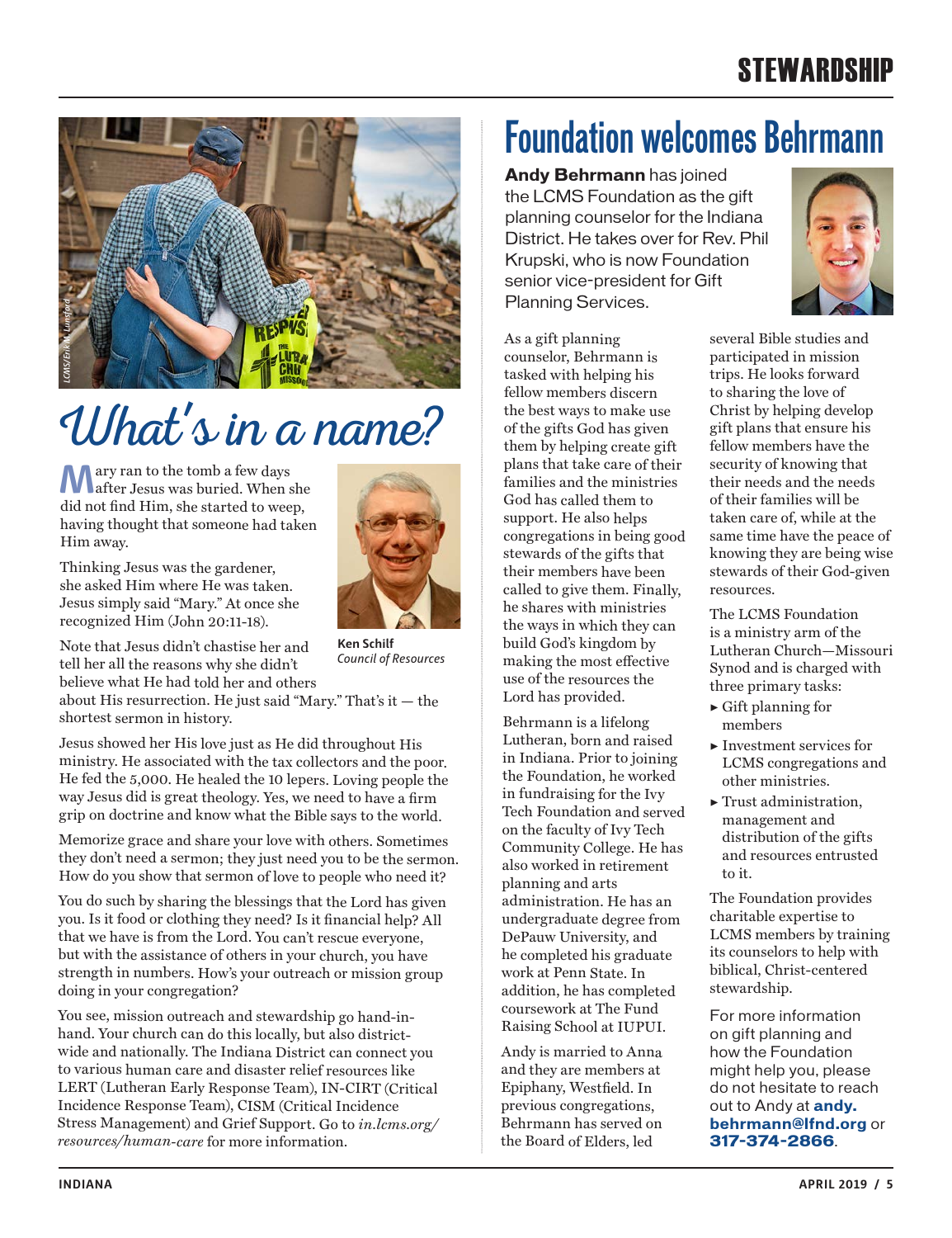# What's in a name?

Mary ran to the tomb a few days after Jesus was buried. When she did not find Him, she started to weep, having thought that someone had taken Him away.

Thinking Jesus was the gardener, she asked Him where He was taken. Jesus simply said "Mary." At once she recognized Him (John 20:11-18).

**Ken Schilf**
*Council of Resources*

Note that Jesus didn't chastise her and tell her all the reasons why she didn't believe what He had told her and others about His resurrection. He just said "Mary." That's it — the shortest sermon in history.

Jesus showed her His love just as He did throughout His ministry. He associated with the tax collectors and the poor. He fed the 5,000. He healed the 10 lepers. Loving people the way Jesus did is great theology. Yes, we need to have a firm grip on doctrine and know what the Bible says to the world.

Memorize grace and share your love with others. Sometimes they don't need a sermon; they just need you to be the sermon. How do you show that sermon of love to people who need it?

You do such by sharing the blessings that the Lord has given you. Is it food or clothing they need? Is it financial help? All that we have is from the Lord. You can't rescue everyone, but with the assistance of others in your church, you have strength in numbers. How's your outreach or mission group doing in your congregation?

You see, mission outreach and stewardship go hand-in-hand. Your church can do this locally, but also district-wide and nationally. The Indiana District can connect you to various human care and disaster relief resources like LERT (Lutheran Early Response Team), IN-CIRT (Critical Incidence Response Team), CISM (Critical Incidence Stress Management) and Grief Support. Go to *in.lcms.org/resources/human-care* for more information.

# Foundation welcomes Behrmann

**Andy Behrmann** has joined the LCMS Foundation as the gift planning counselor for the Indiana District. He takes over for Rev. Phil Krupski, who is now Foundation senior vice-president for Gift Planning Services.

As a gift planning counselor, Behrmann is tasked with helping his fellow members discern the best ways to make use of the gifts God has given them by helping create gift plans that take care of their families and the ministries God has called them to support. He also helps congregations in being good stewards of the gifts that their members have been called to give them. Finally, he shares with ministries the ways in which they can build God's kingdom by making the most effective use of the resources the Lord has provided.

Behrmann is a lifelong Lutheran, born and raised in Indiana. Prior to joining the Foundation, he worked in fundraising for the Ivy Tech Foundation and served on the faculty of Ivy Tech Community College. He has also worked in retirement planning and arts administration. He has an undergraduate degree from DePauw University, and he completed his graduate work at Penn State. In addition, he has completed coursework at The Fund Raising School at IUPUI.

Andy is married to Anna and they are members at Epiphany, Westfield. In previous congregations, Behrmann has served on the Board of Elders, led several Bible studies and participated in mission trips. He looks forward to sharing the love of Christ by helping develop gift plans that ensure his fellow members have the security of knowing that their needs and the needs of their families will be taken care of, while at the same time have the peace of knowing they are being wise stewards of their God-given resources.

The LCMS Foundation is a ministry arm of the Lutheran Church—Missouri Synod and is charged with three primary tasks:

- Gift planning for members
- Investment services for LCMS congregations and other ministries.
- Trust administration, management and distribution of the gifts and resources entrusted to it.

The Foundation provides charitable expertise to LCMS members by training its counselors to help with biblical, Christ-centered stewardship.

For more information on gift planning and how the Foundation might help you, please do not hesitate to reach out to Andy at **andy.behrmann@lfnd.org** or **317-374-2866**.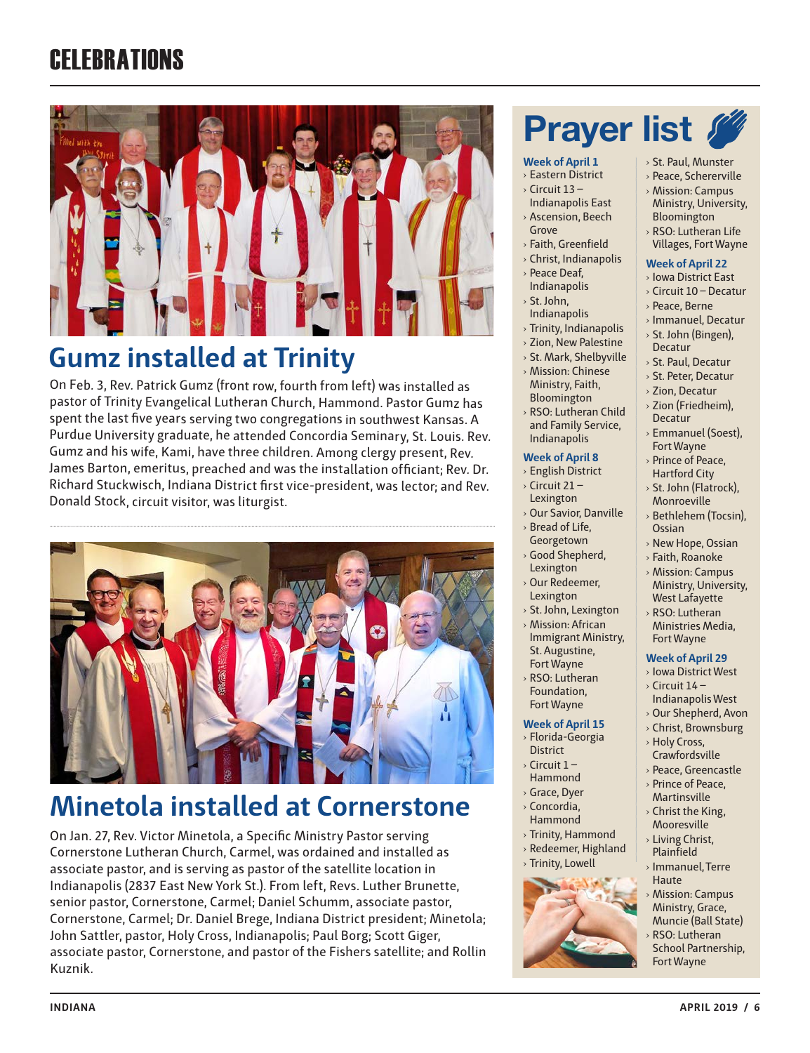# CELEBRATIONS

## Gumz installed at Trinity

On Feb. 3, Rev. Patrick Gumz (front row, fourth from left) was installed as pastor of Trinity Evangelical Lutheran Church, Hammond. Pastor Gumz has spent the last five years serving two congregations in southwest Kansas. A Purdue University graduate, he attended Concordia Seminary, St. Louis. Rev. Gumz and his wife, Kami, have three children. Among clergy present, Rev. James Barton, emeritus, preached and was the installation officiant; Rev. Dr. Richard Stuckwisch, Indiana District first vice-president, was lector; and Rev. Donald Stock, circuit visitor, was liturgist.

## Minetola installed at Cornerstone

On Jan. 27, Rev. Victor Minetola, a Specific Ministry Pastor serving Cornerstone Lutheran Church, Carmel, was ordained and installed as associate pastor, and is serving as pastor of the satellite location in Indianapolis (2837 East New York St.). From left, Revs. Luther Brunette, senior pastor, Cornerstone, Carmel; Daniel Schumm, associate pastor, Cornerstone, Carmel; Dr. Daniel Brege, Indiana District president; Minetola; John Sattler, pastor, Holy Cross, Indianapolis; Paul Borg; Scott Giger, associate pastor, Cornerstone, and pastor of the Fishers satellite; and Rollin Kuznik.

## Prayer list

**Week of April 1**
- Eastern District
- Circuit 13 – Indianapolis East
- Ascension, Beech Grove
- Faith, Greenfield
- Christ, Indianapolis
- Peace Deaf, Indianapolis
- St. John, Indianapolis
- Trinity, Indianapolis
- Zion, New Palestine
- St. Mark, Shelbyville
- Mission: Chinese Ministry, Faith, Bloomington
- RSO: Lutheran Child and Family Service, Indianapolis

**Week of April 8**
- English District
- Circuit 21 – Lexington
- Our Savior, Danville
- Bread of Life, Georgetown
- Good Shepherd, Lexington
- Our Redeemer, Lexington
- St. John, Lexington
- Mission: African Immigrant Ministry, St. Augustine, Fort Wayne
- RSO: Lutheran Foundation, Fort Wayne

**Week of April 15**
- Florida-Georgia District
- Circuit 1 – Hammond
- Grace, Dyer
- Concordia, Hammond
- Trinity, Hammond
- Redeemer, Highland
- Trinity, Lowell
- St. Paul, Munster
- Peace, Schererville
- Mission: Campus Ministry, University, Bloomington
- RSO: Lutheran Life Villages, Fort Wayne

**Week of April 22**
- Iowa District East
- Circuit 10 – Decatur
- Peace, Berne
- Immanuel, Decatur
- St. John (Bingen), Decatur
- St. Paul, Decatur
- St. Peter, Decatur
- Zion, Decatur
- Zion (Friedheim), Decatur
- Emmanuel (Soest), Fort Wayne
- Prince of Peace, Hartford City
- St. John (Flatrock), Monroeville
- Bethlehem (Tocsin), Ossian
- New Hope, Ossian
- Faith, Roanoke
- Mission: Campus Ministry, University, West Lafayette
- RSO: Lutheran Ministries Media, Fort Wayne

**Week of April 29**
- Iowa District West
- Circuit 14 – Indianapolis West
- Our Shepherd, Avon
- Christ, Brownsburg
- Holy Cross, Crawfordsville
- Peace, Greencastle
- Prince of Peace, Martinsville
- Christ the King, Mooresville
- Living Christ, Plainfield
- Immanuel, Terre Haute
- Mission: Campus Ministry, Grace, Muncie (Ball State)
- RSO: Lutheran School Partnership, Fort Wayne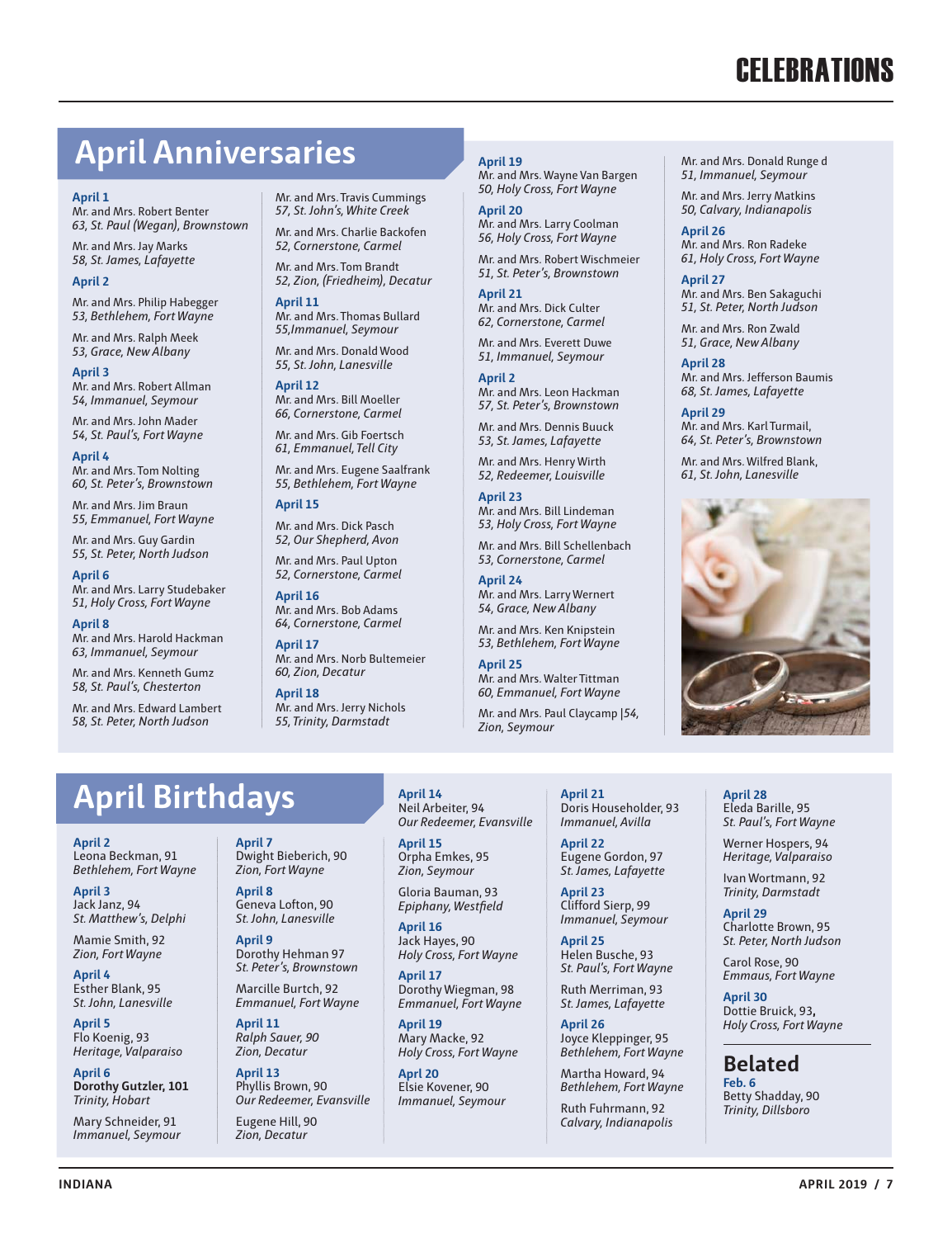# CELEBRATIONS

## April Anniversaries

**April 1**
Mr. and Mrs. Robert Benter
*63, St. Paul (Wegan), Brownstown*

Mr. and Mrs. Jay Marks
*58, St. James, Lafayette*

**April 2**

Mr. and Mrs. Philip Habegger
*53, Bethlehem, Fort Wayne*

Mr. and Mrs. Ralph Meek
*53, Grace, New Albany*

**April 3**
Mr. and Mrs. Robert Allman
*54, Immanuel, Seymour*

Mr. and Mrs. John Mader
*54, St. Paul's, Fort Wayne*

**April 4**
Mr. and Mrs. Tom Nolting
*60, St. Peter's, Brownstown*

Mr. and Mrs. Jim Braun
*55, Emmanuel, Fort Wayne*

Mr. and Mrs. Guy Gardin
*55, St. Peter, North Judson*

**April 6**
Mr. and Mrs. Larry Studebaker
*51, Holy Cross, Fort Wayne*

**April 8**
Mr. and Mrs. Harold Hackman
*63, Immanuel, Seymour*

Mr. and Mrs. Kenneth Gumz
*58, St. Paul's, Chesterton*

Mr. and Mrs. Edward Lambert
*58, St. Peter, North Judson*

Mr. and Mrs. Travis Cummings
*57, St. John's, White Creek*

Mr. and Mrs. Charlie Backofen
*52, Cornerstone, Carmel*

Mr. and Mrs. Tom Brandt
*52, Zion, (Friedheim), Decatur*

**April 11**
Mr. and Mrs. Thomas Bullard
*55,Immanuel, Seymour*

Mr. and Mrs. Donald Wood
*55, St. John, Lanesville*

**April 12**
Mr. and Mrs. Bill Moeller
*66, Cornerstone, Carmel*

Mr. and Mrs. Gib Foertsch
*61, Emmanuel, Tell City*

Mr. and Mrs. Eugene Saalfrank
*55, Bethlehem, Fort Wayne*

**April 15**

Mr. and Mrs. Dick Pasch
*52, Our Shepherd, Avon*

Mr. and Mrs. Paul Upton
*52, Cornerstone, Carmel*

**April 16**
Mr. and Mrs. Bob Adams
*64, Cornerstone, Carmel*

**April 17**
Mr. and Mrs. Norb Bultemeier
*60, Zion, Decatur*

**April 18**
Mr. and Mrs. Jerry Nichols
*55, Trinity, Darmstadt*

**April 19**
Mr. and Mrs. Wayne Van Bargen
*50, Holy Cross, Fort Wayne*

**April 20**
Mr. and Mrs. Larry Coolman
*56, Holy Cross, Fort Wayne*

Mr. and Mrs. Robert Wischmeier
*51, St. Peter's, Brownstown*

**April 21**
Mr. and Mrs. Dick Culter
*62, Cornerstone, Carmel*

Mr. and Mrs. Everett Duwe
*51, Immanuel, Seymour*

**April 2**
Mr. and Mrs. Leon Hackman
*57, St. Peter's, Brownstown*

Mr. and Mrs. Dennis Buuck
*53, St. James, Lafayette*

Mr. and Mrs. Henry Wirth
*52, Redeemer, Louisville*

**April 23**
Mr. and Mrs. Bill Lindeman
*53, Holy Cross, Fort Wayne*

Mr. and Mrs. Bill Schellenbach
*53, Cornerstone, Carmel*

**April 24**
Mr. and Mrs. Larry Wernert
*54, Grace, New Albany*

Mr. and Mrs. Ken Knipstein
*53, Bethlehem, Fort Wayne*

**April 25**
Mr. and Mrs. Walter Tittman
*60, Emmanuel, Fort Wayne*

Mr. and Mrs. Paul Claycamp |54,
*Zion, Seymour*

Mr. and Mrs. Donald Runge d
*51, Immanuel, Seymour*

Mr. and Mrs. Jerry Matkins
*50, Calvary, Indianapolis*

**April 26**
Mr. and Mrs. Ron Radeke
*61, Holy Cross, Fort Wayne*

**April 27**
Mr. and Mrs. Ben Sakaguchi
*51, St. Peter, North Judson*

Mr. and Mrs. Ron Zwald
*51, Grace, New Albany*

**April 28**
Mr. and Mrs. Jefferson Baumis
*68, St. James, Lafayette*

**April 29**
Mr. and Mrs. Karl Turmail,
*64, St. Peter's, Brownstown*

Mr. and Mrs. Wilfred Blank,
*61, St. John, Lanesville*

## April Birthdays

**April 2**
Leona Beckman, 91
*Bethlehem, Fort Wayne*

**April 3**
Jack Janz, 94
*St. Matthew's, Delphi*

Mamie Smith, 92
*Zion, Fort Wayne*

**April 4**
Esther Blank, 95
*St. John, Lanesville*

**April 5**
Flo Koenig, 93
*Heritage, Valparaiso*

**April 6**
**Dorothy Gutzler, 101**
*Trinity, Hobart*

Mary Schneider, 91
*Immanuel, Seymour*

**April 7**
Dwight Bieberich, 90
*Zion, Fort Wayne*

**April 8**
Geneva Lofton, 90
*St. John, Lanesville*

**April 9**
Dorothy Hehman 97
*St. Peter's, Brownstown*

Marcille Burtch, 92
*Emmanuel, Fort Wayne*

**April 11**
*Ralph Sauer, 90*
*Zion, Decatur*

**April 13**
Phyllis Brown, 90
*Our Redeemer, Evansville*

Eugene Hill, 90
*Zion, Decatur*

**April 14**
Neil Arbeiter, 94
*Our Redeemer, Evansville*

**April 15**
Orpha Emkes, 95
*Zion, Seymour*

Gloria Bauman, 93
*Epiphany, Westfield*

**April 16**
Jack Hayes, 90
*Holy Cross, Fort Wayne*

**April 17**
Dorothy Wiegman, 98
*Emmanuel, Fort Wayne*

**April 19**
Mary Macke, 92
*Holy Cross, Fort Wayne*

**April 20**
Elsie Kovener, 90
*Immanuel, Seymour*

**April 21**
Doris Householder, 93
*Immanuel, Avilla*

**April 22**
Eugene Gordon, 97
*St. James, Lafayette*

**April 23**
Clifford Sierp, 99
*Immanuel, Seymour*

**April 25**
Helen Busche, 93
*St. Paul's, Fort Wayne*

Ruth Merriman, 93
*St. James, Lafayette*

**April 26**
Joyce Kleppinger, 95
*Bethlehem, Fort Wayne*

Martha Howard, 94
*Bethlehem, Fort Wayne*

Ruth Fuhrmann, 92
*Calvary, Indianapolis*

**April 28**
Eleda Barille, 95
*St. Paul's, Fort Wayne*

Werner Hospers, 94
*Heritage, Valparaiso*

Ivan Wortmann, 92
*Trinity, Darmstadt*

**April 29**
Charlotte Brown, 95
*St. Peter, North Judson*

Carol Rose, 90
*Emmaus, Fort Wayne*

**April 30**
Dottie Bruick, 93,
*Holy Cross, Fort Wayne*

### Belated

**Feb. 6**
Betty Shadday, 90
*Trinity, Dillsboro*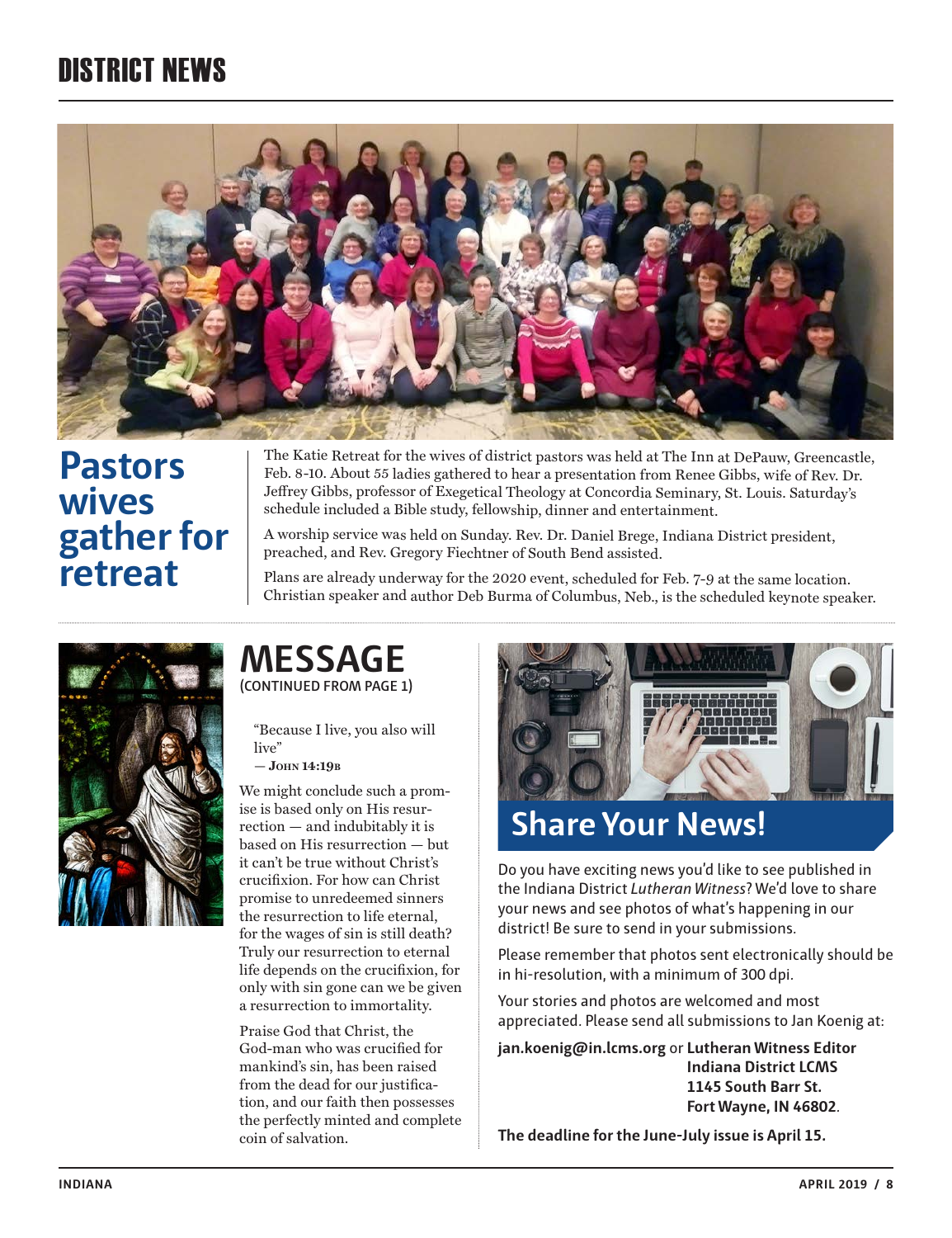# DISTRICT NEWS

## Pastors wives gather for retreat

The Katie Retreat for the wives of district pastors was held at The Inn at DePauw, Greencastle, Feb. 8-10. About 55 ladies gathered to hear a presentation from Renee Gibbs, wife of Rev. Dr. Jeffrey Gibbs, professor of Exegetical Theology at Concordia Seminary, St. Louis. Saturday's schedule included a Bible study, fellowship, dinner and entertainment.

A worship service was held on Sunday. Rev. Dr. Daniel Brege, Indiana District president, preached, and Rev. Gregory Fiechtner of South Bend assisted.

Plans are already underway for the 2020 event, scheduled for Feb. 7-9 at the same location. Christian speaker and author Deb Burma of Columbus, Neb., is the scheduled keynote speaker.

## MESSAGE
(CONTINUED FROM PAGE 1)

"Because I live, you also will live"
— John 14:19b

We might conclude such a promise is based only on His resurrection — and indubitably it is based on His resurrection — but it can't be true without Christ's crucifixion. For how can Christ promise to unredeemed sinners the resurrection to life eternal, for the wages of sin is still death? Truly our resurrection to eternal life depends on the crucifixion, for only with sin gone can we be given a resurrection to immortality.

Praise God that Christ, the God-man who was crucified for mankind's sin, has been raised from the dead for our justification, and our faith then possesses the perfectly minted and complete coin of salvation.

## Share Your News!

Do you have exciting news you'd like to see published in the Indiana District *Lutheran Witness*? We'd love to share your news and see photos of what's happening in our district! Be sure to send in your submissions.

Please remember that photos sent electronically should be in hi-resolution, with a minimum of 300 dpi.

Your stories and photos are welcomed and most appreciated. Please send all submissions to Jan Koenig at:

**jan.koenig@in.lcms.org** or **Lutheran Witness Editor
Indiana District LCMS
1145 South Barr St.
Fort Wayne, IN 46802**.

**The deadline for the June-July issue is April 15.**